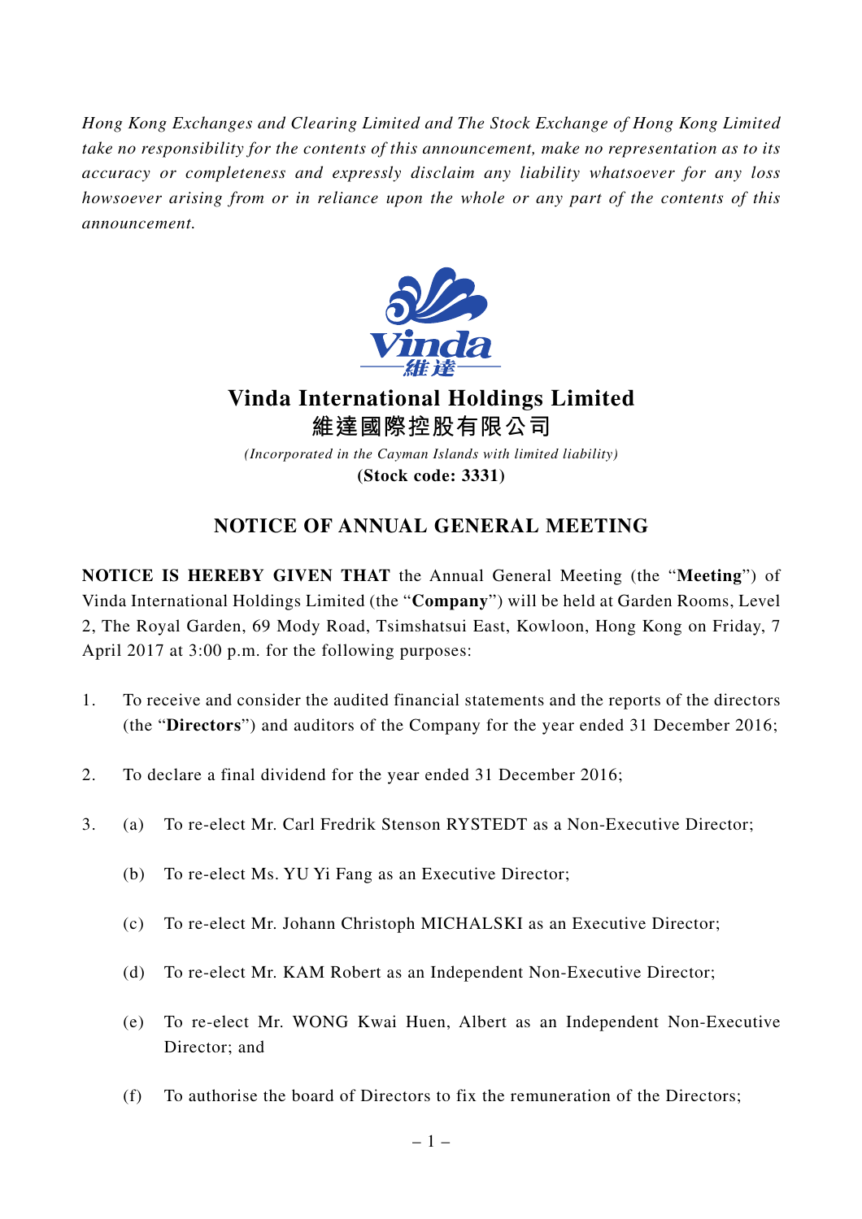*Hong Kong Exchanges and Clearing Limited and The Stock Exchange of Hong Kong Limited take no responsibility for the contents of this announcement, make no representation as to its accuracy or completeness and expressly disclaim any liability whatsoever for any loss howsoever arising from or in reliance upon the whole or any part of the contents of this announcement.*

# Vinda International Holdings Limited
# 維達國際控股有限公司

*(Incorporated in the Cayman Islands with limited liability)*

**(Stock code: 3331)**

## NOTICE OF ANNUAL GENERAL MEETING

**NOTICE IS HEREBY GIVEN THAT** the Annual General Meeting (the "**Meeting**") of Vinda International Holdings Limited (the "**Company**") will be held at Garden Rooms, Level 2, The Royal Garden, 69 Mody Road, Tsimshatsui East, Kowloon, Hong Kong on Friday, 7 April 2017 at 3:00 p.m. for the following purposes:

1. To receive and consider the audited financial statements and the reports of the directors (the "**Directors**") and auditors of the Company for the year ended 31 December 2016;

2. To declare a final dividend for the year ended 31 December 2016;

3. (a) To re-elect Mr. Carl Fredrik Stenson RYSTEDT as a Non-Executive Director;

   (b) To re-elect Ms. YU Yi Fang as an Executive Director;

   (c) To re-elect Mr. Johann Christoph MICHALSKI as an Executive Director;

   (d) To re-elect Mr. KAM Robert as an Independent Non-Executive Director;

   (e) To re-elect Mr. WONG Kwai Huen, Albert as an Independent Non-Executive Director; and

   (f) To authorise the board of Directors to fix the remuneration of the Directors;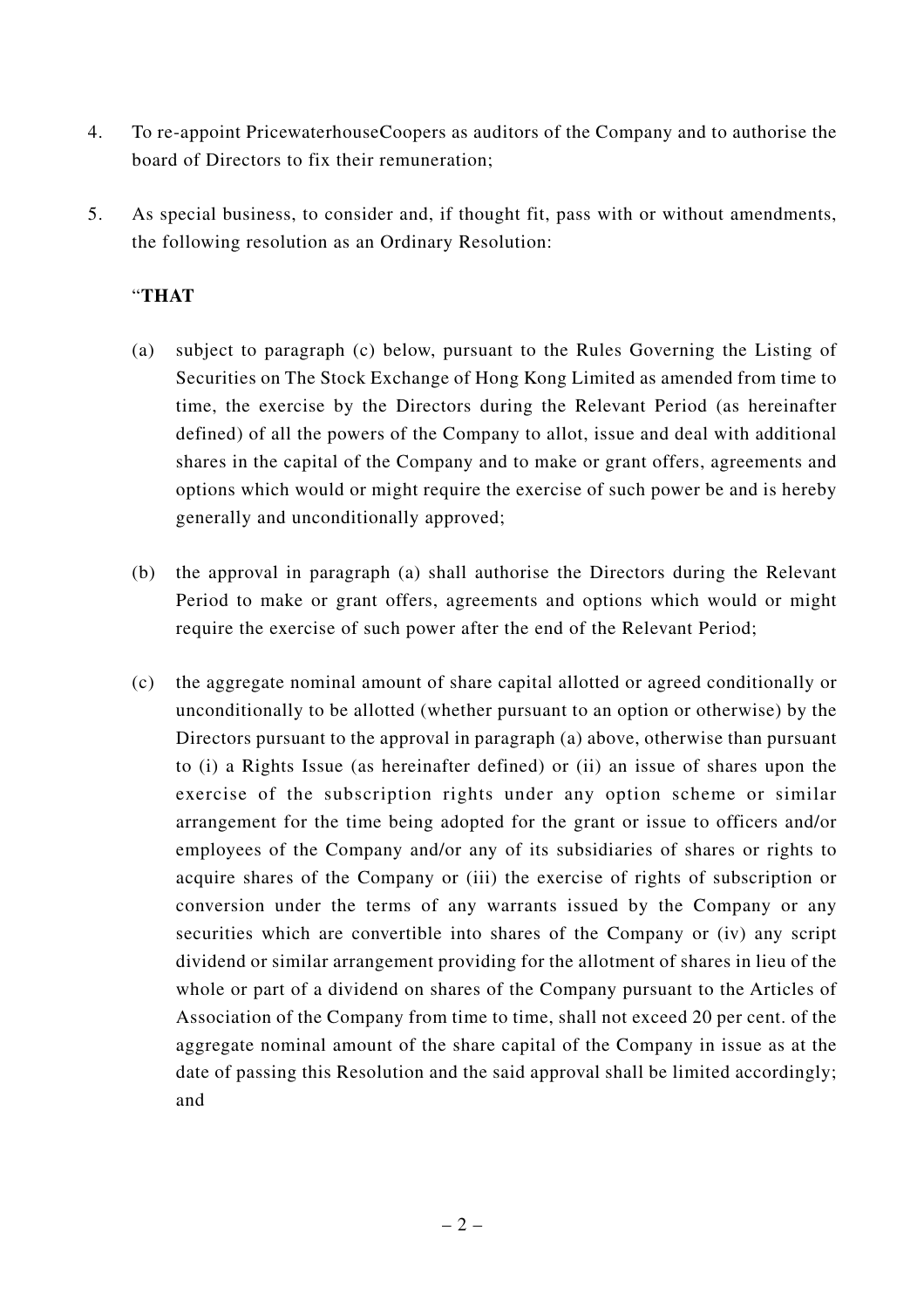4. To re-appoint PricewaterhouseCoopers as auditors of the Company and to authorise the board of Directors to fix their remuneration;

5. As special business, to consider and, if thought fit, pass with or without amendments, the following resolution as an Ordinary Resolution:

   "**THAT**

   (a) subject to paragraph (c) below, pursuant to the Rules Governing the Listing of Securities on The Stock Exchange of Hong Kong Limited as amended from time to time, the exercise by the Directors during the Relevant Period (as hereinafter defined) of all the powers of the Company to allot, issue and deal with additional shares in the capital of the Company and to make or grant offers, agreements and options which would or might require the exercise of such power be and is hereby generally and unconditionally approved;

   (b) the approval in paragraph (a) shall authorise the Directors during the Relevant Period to make or grant offers, agreements and options which would or might require the exercise of such power after the end of the Relevant Period;

   (c) the aggregate nominal amount of share capital allotted or agreed conditionally or unconditionally to be allotted (whether pursuant to an option or otherwise) by the Directors pursuant to the approval in paragraph (a) above, otherwise than pursuant to (i) a Rights Issue (as hereinafter defined) or (ii) an issue of shares upon the exercise of the subscription rights under any option scheme or similar arrangement for the time being adopted for the grant or issue to officers and/or employees of the Company and/or any of its subsidiaries of shares or rights to acquire shares of the Company or (iii) the exercise of rights of subscription or conversion under the terms of any warrants issued by the Company or any securities which are convertible into shares of the Company or (iv) any script dividend or similar arrangement providing for the allotment of shares in lieu of the whole or part of a dividend on shares of the Company pursuant to the Articles of Association of the Company from time to time, shall not exceed 20 per cent. of the aggregate nominal amount of the share capital of the Company in issue as at the date of passing this Resolution and the said approval shall be limited accordingly; and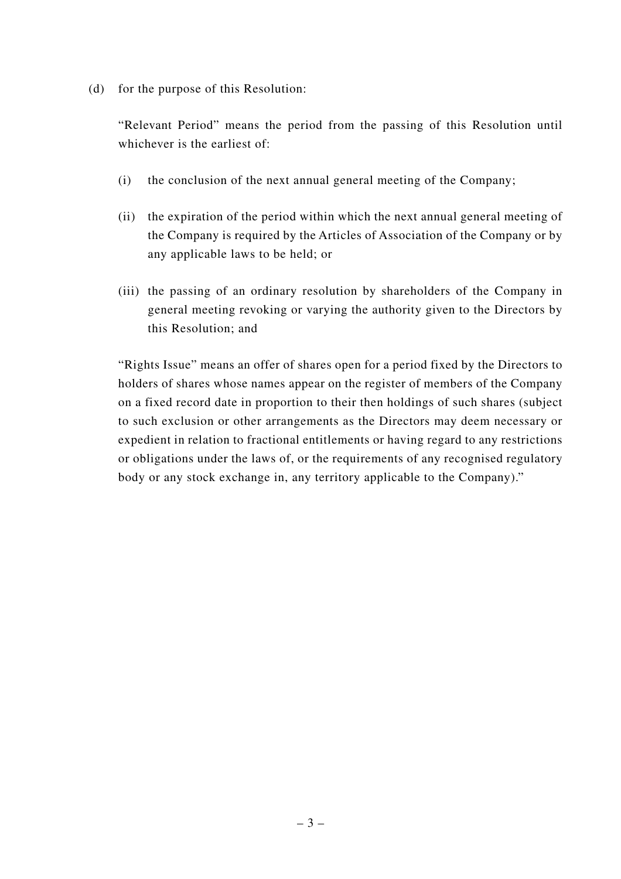(d) for the purpose of this Resolution:

"Relevant Period" means the period from the passing of this Resolution until whichever is the earliest of:

(i) the conclusion of the next annual general meeting of the Company;

(ii) the expiration of the period within which the next annual general meeting of the Company is required by the Articles of Association of the Company or by any applicable laws to be held; or

(iii) the passing of an ordinary resolution by shareholders of the Company in general meeting revoking or varying the authority given to the Directors by this Resolution; and

"Rights Issue" means an offer of shares open for a period fixed by the Directors to holders of shares whose names appear on the register of members of the Company on a fixed record date in proportion to their then holdings of such shares (subject to such exclusion or other arrangements as the Directors may deem necessary or expedient in relation to fractional entitlements or having regard to any restrictions or obligations under the laws of, or the requirements of any recognised regulatory body or any stock exchange in, any territory applicable to the Company)."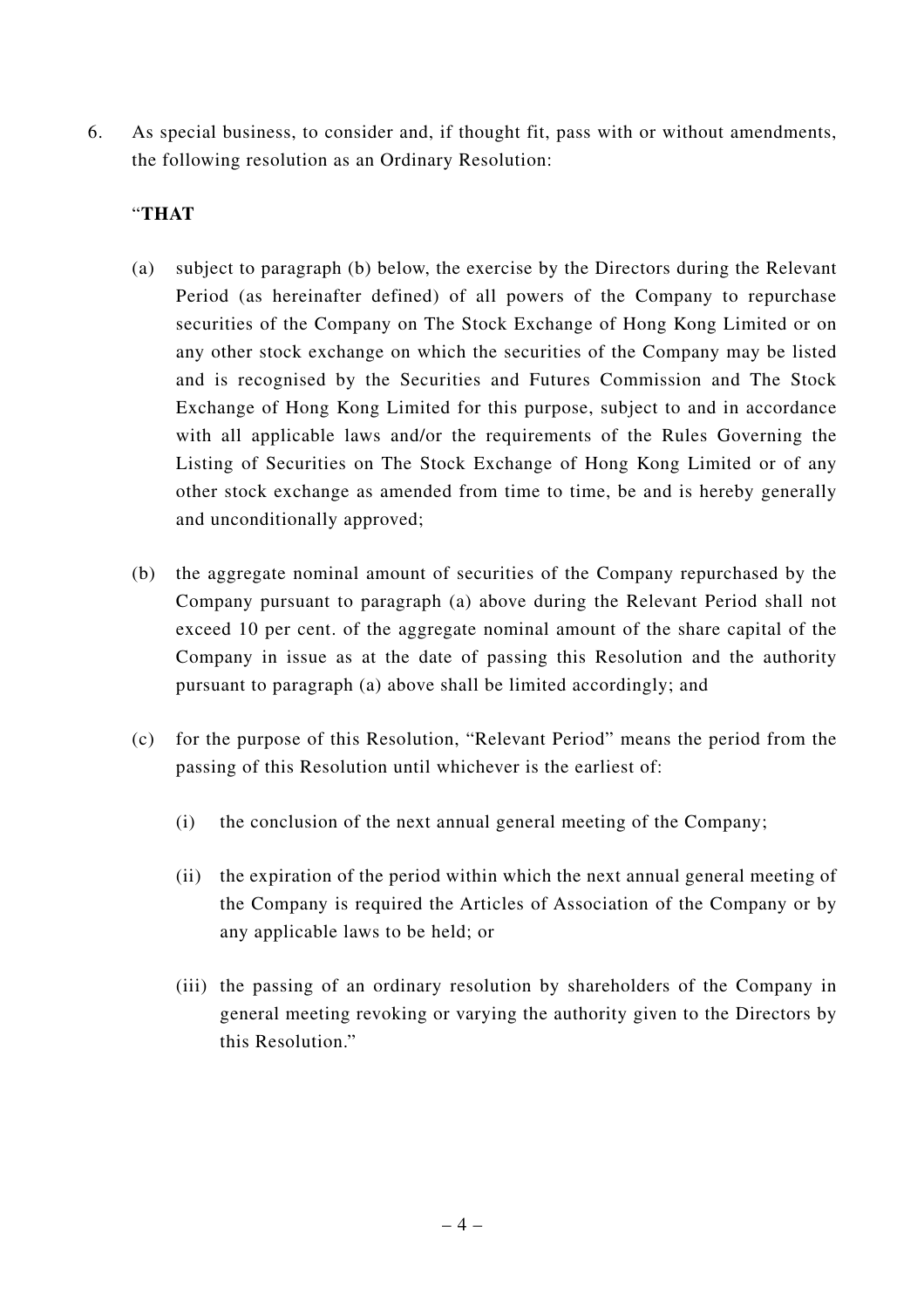6. As special business, to consider and, if thought fit, pass with or without amendments, the following resolution as an Ordinary Resolution:

   "**THAT**

   (a) subject to paragraph (b) below, the exercise by the Directors during the Relevant Period (as hereinafter defined) of all powers of the Company to repurchase securities of the Company on The Stock Exchange of Hong Kong Limited or on any other stock exchange on which the securities of the Company may be listed and is recognised by the Securities and Futures Commission and The Stock Exchange of Hong Kong Limited for this purpose, subject to and in accordance with all applicable laws and/or the requirements of the Rules Governing the Listing of Securities on The Stock Exchange of Hong Kong Limited or of any other stock exchange as amended from time to time, be and is hereby generally and unconditionally approved;

   (b) the aggregate nominal amount of securities of the Company repurchased by the Company pursuant to paragraph (a) above during the Relevant Period shall not exceed 10 per cent. of the aggregate nominal amount of the share capital of the Company in issue as at the date of passing this Resolution and the authority pursuant to paragraph (a) above shall be limited accordingly; and

   (c) for the purpose of this Resolution, "Relevant Period" means the period from the passing of this Resolution until whichever is the earliest of:

      (i) the conclusion of the next annual general meeting of the Company;

      (ii) the expiration of the period within which the next annual general meeting of the Company is required the Articles of Association of the Company or by any applicable laws to be held; or

      (iii) the passing of an ordinary resolution by shareholders of the Company in general meeting revoking or varying the authority given to the Directors by this Resolution."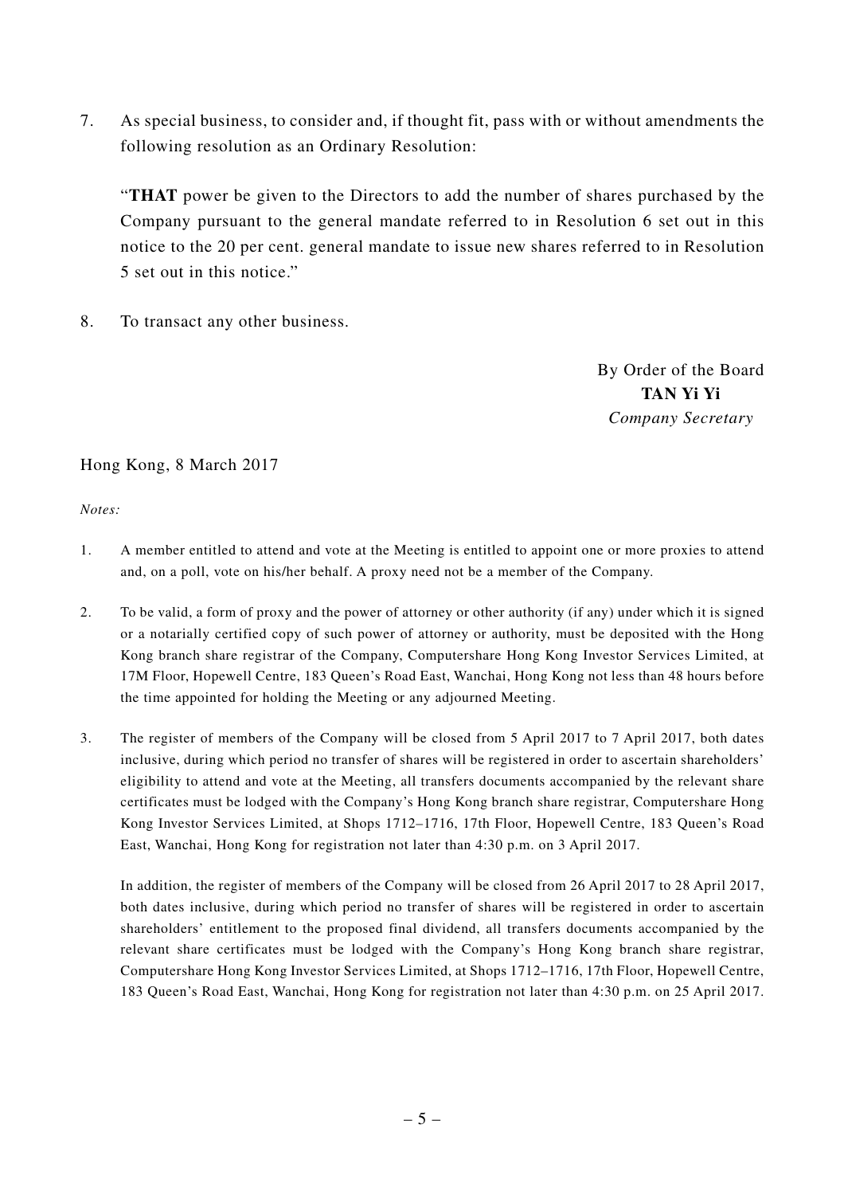7. As special business, to consider and, if thought fit, pass with or without amendments the following resolution as an Ordinary Resolution:

   "**THAT** power be given to the Directors to add the number of shares purchased by the Company pursuant to the general mandate referred to in Resolution 6 set out in this notice to the 20 per cent. general mandate to issue new shares referred to in Resolution 5 set out in this notice."

8. To transact any other business.

By Order of the Board
**TAN Yi Yi**
*Company Secretary*

Hong Kong, 8 March 2017

*Notes:*

1. A member entitled to attend and vote at the Meeting is entitled to appoint one or more proxies to attend and, on a poll, vote on his/her behalf. A proxy need not be a member of the Company.

2. To be valid, a form of proxy and the power of attorney or other authority (if any) under which it is signed or a notarially certified copy of such power of attorney or authority, must be deposited with the Hong Kong branch share registrar of the Company, Computershare Hong Kong Investor Services Limited, at 17M Floor, Hopewell Centre, 183 Queen's Road East, Wanchai, Hong Kong not less than 48 hours before the time appointed for holding the Meeting or any adjourned Meeting.

3. The register of members of the Company will be closed from 5 April 2017 to 7 April 2017, both dates inclusive, during which period no transfer of shares will be registered in order to ascertain shareholders' eligibility to attend and vote at the Meeting, all transfers documents accompanied by the relevant share certificates must be lodged with the Company's Hong Kong branch share registrar, Computershare Hong Kong Investor Services Limited, at Shops 1712–1716, 17th Floor, Hopewell Centre, 183 Queen's Road East, Wanchai, Hong Kong for registration not later than 4:30 p.m. on 3 April 2017.

   In addition, the register of members of the Company will be closed from 26 April 2017 to 28 April 2017, both dates inclusive, during which period no transfer of shares will be registered in order to ascertain shareholders' entitlement to the proposed final dividend, all transfers documents accompanied by the relevant share certificates must be lodged with the Company's Hong Kong branch share registrar, Computershare Hong Kong Investor Services Limited, at Shops 1712–1716, 17th Floor, Hopewell Centre, 183 Queen's Road East, Wanchai, Hong Kong for registration not later than 4:30 p.m. on 25 April 2017.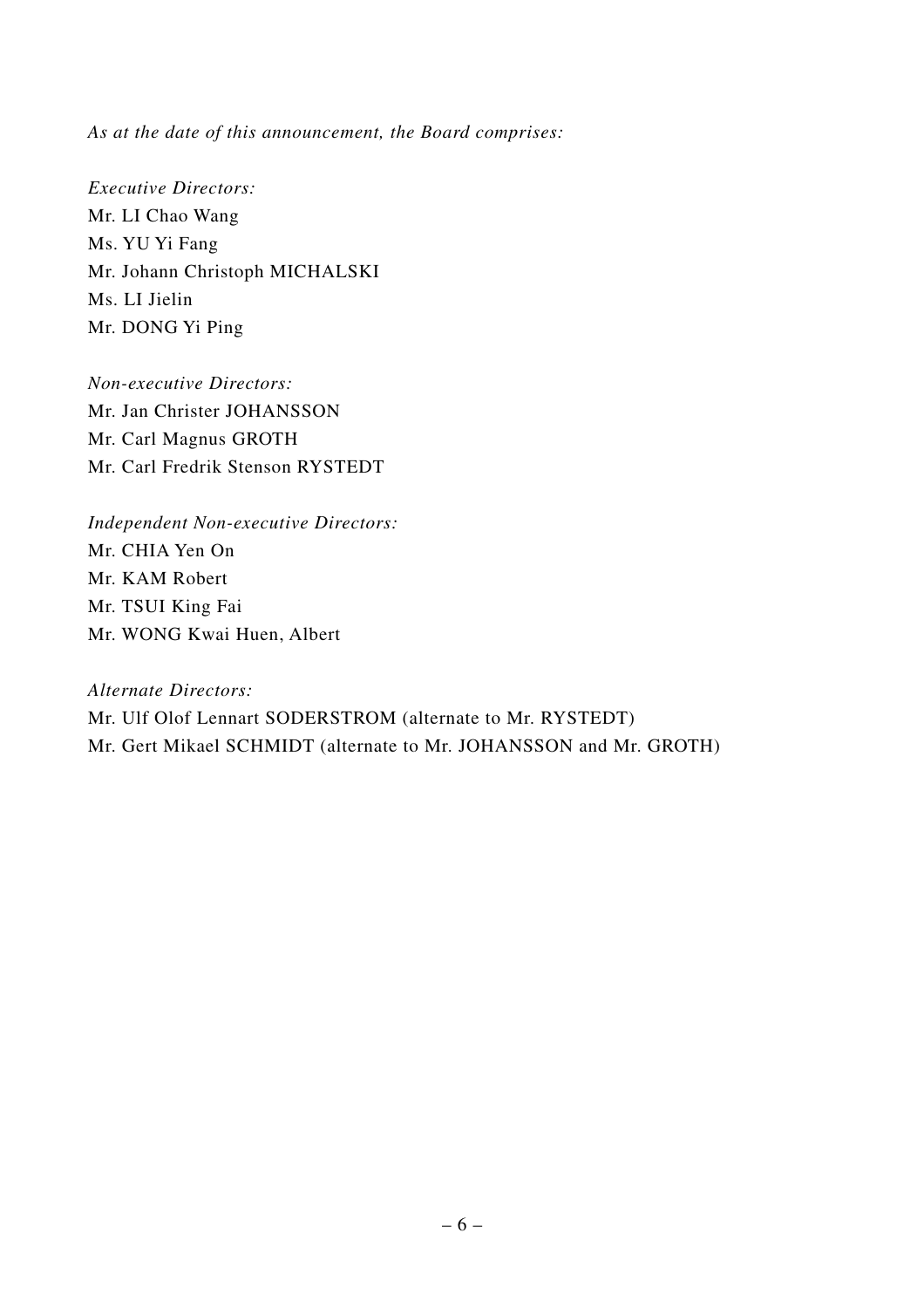*As at the date of this announcement, the Board comprises:*

*Executive Directors:*
Mr. LI Chao Wang
Ms. YU Yi Fang
Mr. Johann Christoph MICHALSKI
Ms. LI Jielin
Mr. DONG Yi Ping

*Non-executive Directors:*
Mr. Jan Christer JOHANSSON
Mr. Carl Magnus GROTH
Mr. Carl Fredrik Stenson RYSTEDT

*Independent Non-executive Directors:*
Mr. CHIA Yen On
Mr. KAM Robert
Mr. TSUI King Fai
Mr. WONG Kwai Huen, Albert

*Alternate Directors:*
Mr. Ulf Olof Lennart SODERSTROM (alternate to Mr. RYSTEDT)
Mr. Gert Mikael SCHMIDT (alternate to Mr. JOHANSSON and Mr. GROTH)